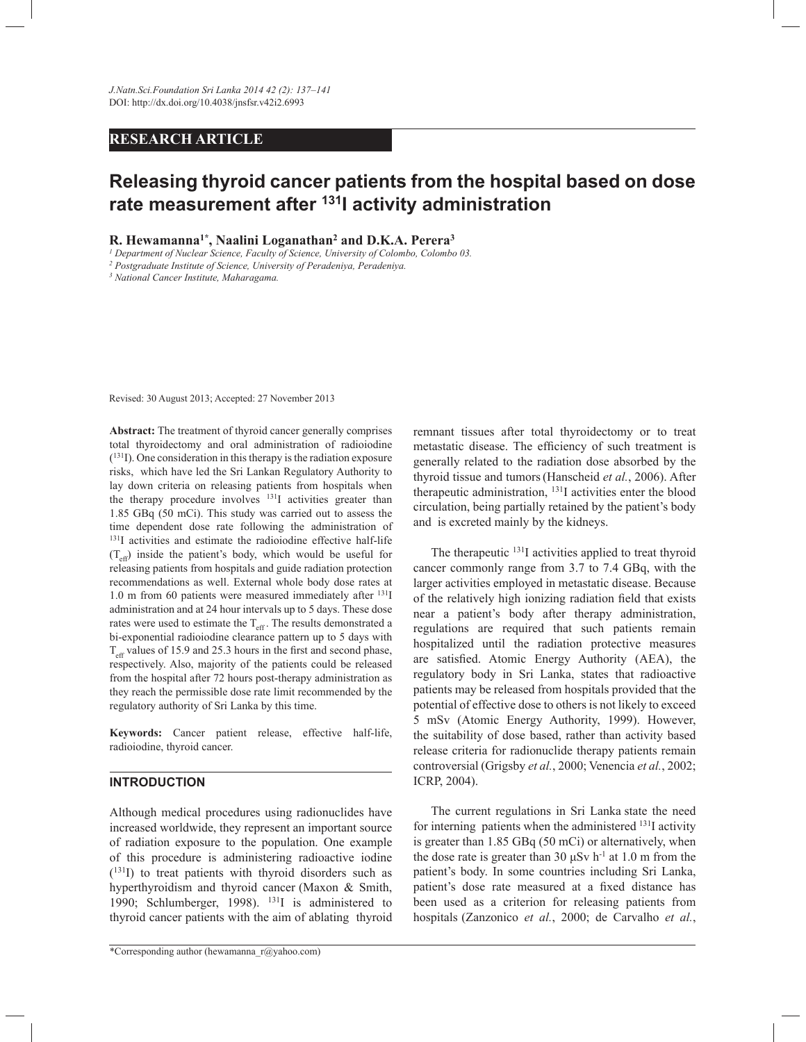RESEARCH ARTICLE

# Releasing thyroid cancer patients from the hospital based on dose rate measurement after $^{131}$I activity administration

**R. Hewamanna[1*], Naalini Loganathan[2] and D.K.A. Perera[3]**

[1] *Department of Nuclear Science, Faculty of Science, University of Colombo, Colombo 03.*

[2] *Postgraduate Institute of Science, University of Peradeniya, Peradeniya.*

[3] *National Cancer Institute, Maharagama.*

Revised: 30 August 2013; Accepted: 27 November 2013

**Abstract:** The treatment of thyroid cancer generally comprises total thyroidectomy and oral administration of radioiodine ($^{131}$I). One consideration in this therapy is the radiation exposure risks, which have led the Sri Lankan Regulatory Authority to lay down criteria on releasing patients from hospitals when the therapy procedure involves $^{131}$I activities greater than 1.85 GBq (50 mCi). This study was carried out to assess the time dependent dose rate following the administration of $^{131}$I activities and estimate the radioiodine effective half-life ($T_{eff}$) inside the patient's body, which would be useful for releasing patients from hospitals and guide radiation protection recommendations as well. External whole body dose rates at 1.0 m from 60 patients were measured immediately after $^{131}$I administration and at 24 hour intervals up to 5 days. These dose rates were used to estimate the $T_{eff}$. The results demonstrated a bi-exponential radioiodine clearance pattern up to 5 days with $T_{eff}$ values of 15.9 and 25.3 hours in the first and second phase, respectively. Also, majority of the patients could be released from the hospital after 72 hours post-therapy administration as they reach the permissible dose rate limit recommended by the regulatory authority of Sri Lanka by this time.

**Keywords:** Cancer patient release, effective half-life, radioiodine, thyroid cancer.

## INTRODUCTION

Although medical procedures using radionuclides have increased worldwide, they represent an important source of radiation exposure to the population. One example of this procedure is administering radioactive iodine ($^{131}$I) to treat patients with thyroid disorders such as hyperthyroidism and thyroid cancer (Maxon & Smith, 1990; Schlumberger, 1998). $^{131}$I is administered to thyroid cancer patients with the aim of ablating thyroid remnant tissues after total thyroidectomy or to treat metastatic disease. The efficiency of such treatment is generally related to the radiation dose absorbed by the thyroid tissue and tumors (Hanscheid *et al.*, 2006). After therapeutic administration, $^{131}$I activities enter the blood circulation, being partially retained by the patient's body and is excreted mainly by the kidneys.

The therapeutic $^{131}$I activities applied to treat thyroid cancer commonly range from 3.7 to 7.4 GBq, with the larger activities employed in metastatic disease. Because of the relatively high ionizing radiation field that exists near a patient's body after therapy administration, regulations are required that such patients remain hospitalized until the radiation protective measures are satisfied. Atomic Energy Authority (AEA), the regulatory body in Sri Lanka, states that radioactive patients may be released from hospitals provided that the potential of effective dose to others is not likely to exceed 5 mSv (Atomic Energy Authority, 1999). However, the suitability of dose based, rather than activity based release criteria for radionuclide therapy patients remain controversial (Grigsby *et al.*, 2000; Venencia *et al.*, 2002; ICRP, 2004).

The current regulations in Sri Lanka state the need for interning patients when the administered $^{131}$I activity is greater than 1.85 GBq (50 mCi) or alternatively, when the dose rate is greater than 30 $\mu$Sv h$^{-1}$ at 1.0 m from the patient's body. In some countries including Sri Lanka, patient's dose rate measured at a fixed distance has been used as a criterion for releasing patients from hospitals (Zanzonico *et al.*, 2000; de Carvalho *et al.*,

*Corresponding author (hewamanna_r@yahoo.com)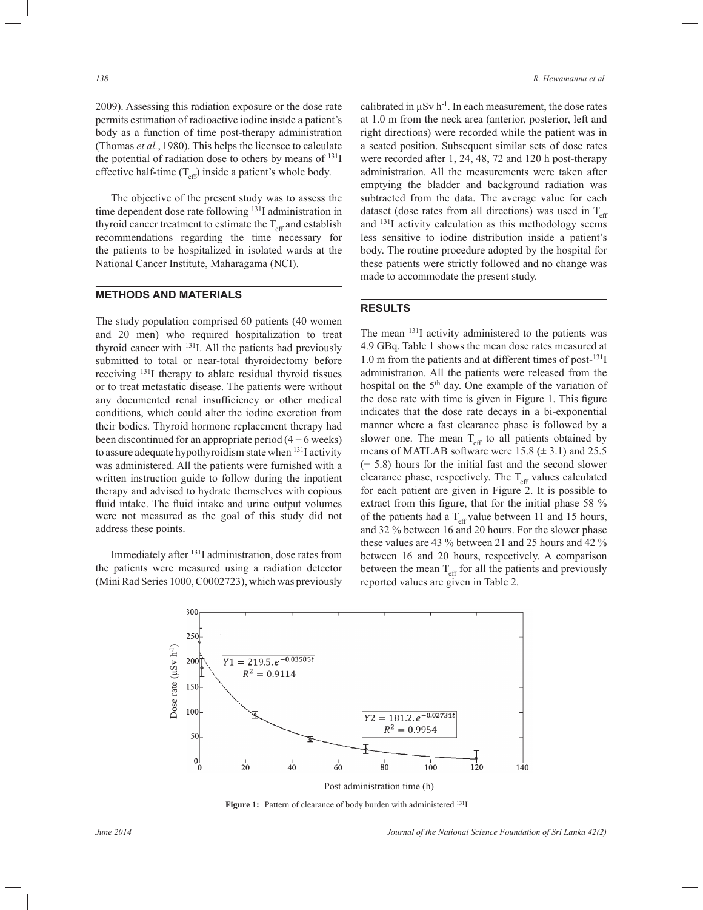2009). Assessing this radiation exposure or the dose rate permits estimation of radioactive iodine inside a patient's body as a function of time post-therapy administration (Thomas *et al.*, 1980). This helps the licensee to calculate the potential of radiation dose to others by means of $^{131}$I effective half-time ($T_{eff}$) inside a patient's whole body.

The objective of the present study was to assess the time dependent dose rate following $^{131}$I administration in thyroid cancer treatment to estimate the $T_{eff}$ and establish recommendations regarding the time necessary for the patients to be hospitalized in isolated wards at the National Cancer Institute, Maharagama (NCI).

## METHODS AND MATERIALS

The study population comprised 60 patients (40 women and 20 men) who required hospitalization to treat thyroid cancer with $^{131}$I. All the patients had previously submitted to total or near-total thyroidectomy before receiving $^{131}$I therapy to ablate residual thyroid tissues or to treat metastatic disease. The patients were without any documented renal insufficiency or other medical conditions, which could alter the iodine excretion from their bodies. Thyroid hormone replacement therapy had been discontinued for an appropriate period (4 − 6 weeks) to assure adequate hypothyroidism state when $^{131}$I activity was administered. All the patients were furnished with a written instruction guide to follow during the inpatient therapy and advised to hydrate themselves with copious fluid intake. The fluid intake and urine output volumes were not measured as the goal of this study did not address these points.

Immediately after $^{131}$I administration, dose rates from the patients were measured using a radiation detector (Mini Rad Series 1000, C0002723), which was previously calibrated in μSv h$^{-1}$. In each measurement, the dose rates at 1.0 m from the neck area (anterior, posterior, left and right directions) were recorded while the patient was in a seated position. Subsequent similar sets of dose rates were recorded after 1, 24, 48, 72 and 120 h post-therapy administration. All the measurements were taken after emptying the bladder and background radiation was subtracted from the data. The average value for each dataset (dose rates from all directions) was used in $T_{eff}$ and $^{131}$I activity calculation as this methodology seems less sensitive to iodine distribution inside a patient's body. The routine procedure adopted by the hospital for these patients were strictly followed and no change was made to accommodate the present study.

## RESULTS

The mean $^{131}$I activity administered to the patients was 4.9 GBq. Table 1 shows the mean dose rates measured at 1.0 m from the patients and at different times of post-$^{131}$I administration. All the patients were released from the hospital on the 5$^{th}$ day. One example of the variation of the dose rate with time is given in Figure 1. This figure indicates that the dose rate decays in a bi-exponential manner where a fast clearance phase is followed by a slower one. The mean $T_{eff}$ to all patients obtained by means of MATLAB software were 15.8 (± 3.1) and 25.5 (± 5.8) hours for the initial fast and the second slower clearance phase, respectively. The $T_{eff}$ values calculated for each patient are given in Figure 2. It is possible to extract from this figure, that for the initial phase 58 % of the patients had a $T_{eff}$ value between 11 and 15 hours, and 32 % between 16 and 20 hours. For the slower phase these values are 43 % between 21 and 25 hours and 42 % between 16 and 20 hours, respectively. A comparison between the mean $T_{eff}$ for all the patients and previously reported values are given in Table 2.

$$Y1 = 219.5 \cdot e^{-0.03585t}, \quad R^2 = 0.9114$$

$$Y2 = 181.2 \cdot e^{-0.02731t}, \quad R^2 = 0.9954$$

**Figure 1:** Pattern of clearance of body burden with administered $^{131}$I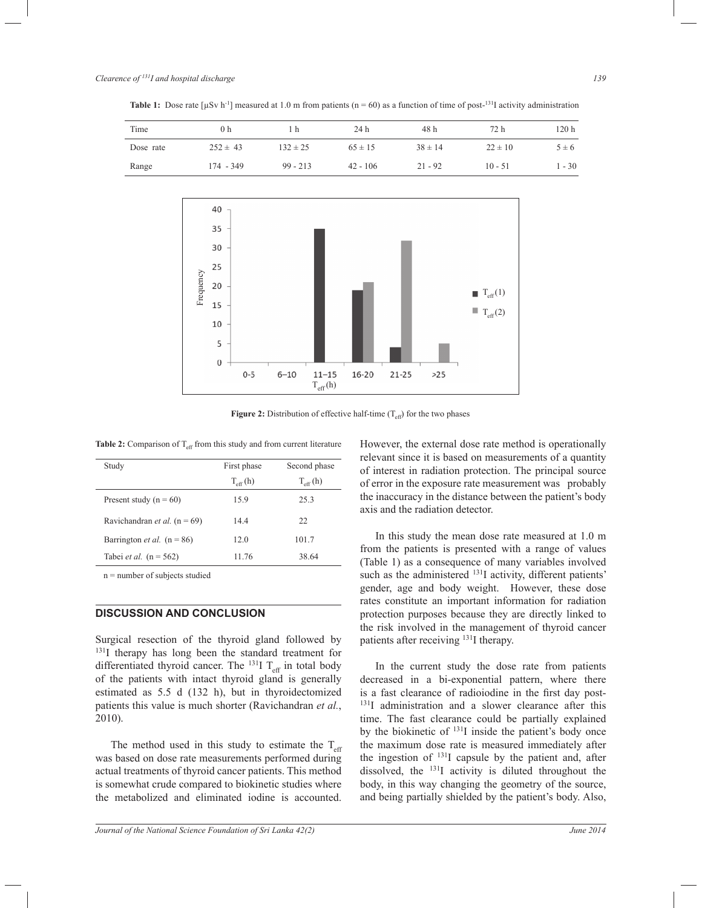**Table 1:** Dose rate [μSv h$^{-1}$] measured at 1.0 m from patients (n = 60) as a function of time of post-$^{131}$I activity administration

| Time | 0 h | 1 h | 24 h | 48 h | 72 h | 120 h |
|---|---|---|---|---|---|---|
| Dose rate | 252 ± 43 | 132 ± 25 | 65 ± 15 | 38 ± 14 | 22 ± 10 | 5 ± 6 |
| Range | 174 - 349 | 99 - 213 | 42 - 106 | 21 - 92 | 10 - 51 | 1 - 30 |

**Figure 2:** Distribution of effective half-time ($T_{eff}$) for the two phases

**Table 2:** Comparison of $T_{eff}$ from this study and from current literature

| Study | First phase $T_{eff}$ (h) | Second phase $T_{eff}$ (h) |
|---|---|---|
| Present study (n = 60) | 15.9 | 25.3 |
| Ravichandran *et al.* (n = 69) | 14.4 | 22 |
| Barrington *et al.* (n = 86) | 12.0 | 101.7 |
| Tabei *et al.* (n = 562) | 11.76 | 38.64 |

n = number of subjects studied

## DISCUSSION AND CONCLUSION

Surgical resection of the thyroid gland followed by $^{131}$I therapy has long been the standard treatment for differentiated thyroid cancer. The $^{131}$I $T_{eff}$ in total body of the patients with intact thyroid gland is generally estimated as 5.5 d (132 h), but in thyroidectomized patients this value is much shorter (Ravichandran *et al.*, 2010).

The method used in this study to estimate the $T_{eff}$ was based on dose rate measurements performed during actual treatments of thyroid cancer patients. This method is somewhat crude compared to biokinetic studies where the metabolized and eliminated iodine is accounted. However, the external dose rate method is operationally relevant since it is based on measurements of a quantity of interest in radiation protection. The principal source of error in the exposure rate measurement was probably the inaccuracy in the distance between the patient's body axis and the radiation detector.

In this study the mean dose rate measured at 1.0 m from the patients is presented with a range of values (Table 1) as a consequence of many variables involved such as the administered $^{131}$I activity, different patients' gender, age and body weight. However, these dose rates constitute an important information for radiation protection purposes because they are directly linked to the risk involved in the management of thyroid cancer patients after receiving $^{131}$I therapy.

In the current study the dose rate from patients decreased in a bi-exponential pattern, where there is a fast clearance of radioiodine in the first day post-$^{131}$I administration and a slower clearance after this time. The fast clearance could be partially explained by the biokinetic of $^{131}$I inside the patient's body once the maximum dose rate is measured immediately after the ingestion of $^{131}$I capsule by the patient and, after dissolved, the $^{131}$I activity is diluted throughout the body, in this way changing the geometry of the source, and being partially shielded by the patient's body. Also,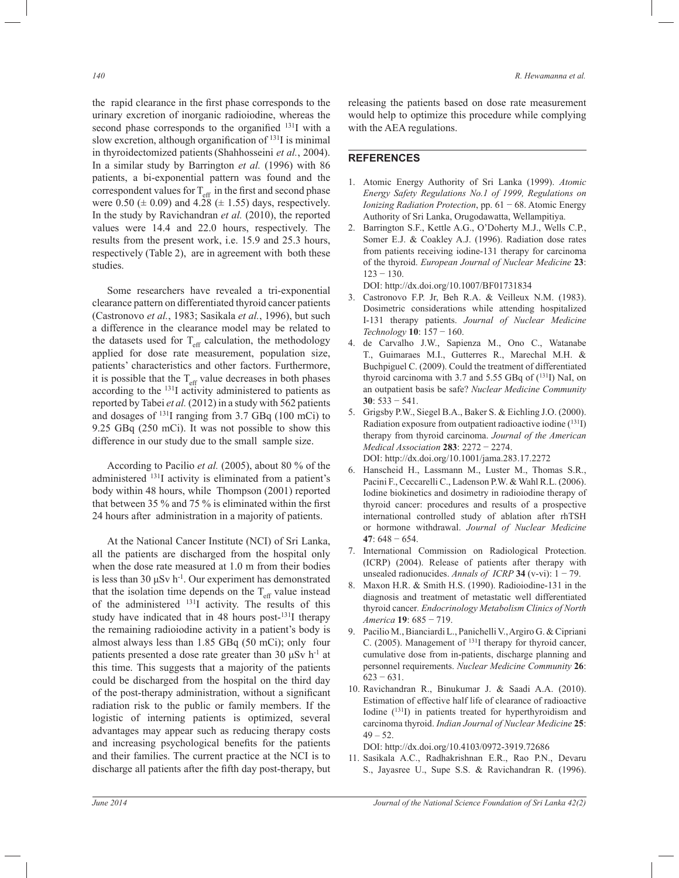the rapid clearance in the first phase corresponds to the urinary excretion of inorganic radioiodine, whereas the second phase corresponds to the organified $^{131}I$ with a slow excretion, although organification of $^{131}I$ is minimal in thyroidectomized patients (Shahhosseini *et al.*, 2004). In a similar study by Barrington *et al.* (1996) with 86 patients, a bi-exponential pattern was found and the correspondent values for $T_{eff}$ in the first and second phase were 0.50 (± 0.09) and 4.28 (± 1.55) days, respectively. In the study by Ravichandran *et al.* (2010), the reported values were 14.4 and 22.0 hours, respectively. The results from the present work, i.e. 15.9 and 25.3 hours, respectively (Table 2), are in agreement with both these studies.

Some researchers have revealed a tri-exponential clearance pattern on differentiated thyroid cancer patients (Castronovo *et al.*, 1983; Sasikala *et al.*, 1996), but such a difference in the clearance model may be related to the datasets used for $T_{eff}$ calculation, the methodology applied for dose rate measurement, population size, patients' characteristics and other factors. Furthermore, it is possible that the $T_{eff}$ value decreases in both phases according to the $^{131}I$ activity administered to patients as reported by Tabei *et al.* (2012) in a study with 562 patients and dosages of $^{131}I$ ranging from 3.7 GBq (100 mCi) to 9.25 GBq (250 mCi). It was not possible to show this difference in our study due to the small sample size.

According to Pacilio *et al.* (2005), about 80 % of the administered $^{131}I$ activity is eliminated from a patient's body within 48 hours, while Thompson (2001) reported that between 35 % and 75 % is eliminated within the first 24 hours after administration in a majority of patients.

At the National Cancer Institute (NCI) of Sri Lanka, all the patients are discharged from the hospital only when the dose rate measured at 1.0 m from their bodies is less than 30 μSv $h^{-1}$. Our experiment has demonstrated that the isolation time depends on the $T_{eff}$ value instead of the administered $^{131}I$ activity. The results of this study have indicated that in 48 hours post-$^{131}I$ therapy the remaining radioiodine activity in a patient's body is almost always less than 1.85 GBq (50 mCi); only four patients presented a dose rate greater than 30 μSv $h^{-1}$ at this time. This suggests that a majority of the patients could be discharged from the hospital on the third day of the post-therapy administration, without a significant radiation risk to the public or family members. If the logistic of interning patients is optimized, several advantages may appear such as reducing therapy costs and increasing psychological benefits for the patients and their families. The current practice at the NCI is to discharge all patients after the fifth day post-therapy, but releasing the patients based on dose rate measurement would help to optimize this procedure while complying with the AEA regulations.

## REFERENCES

1. Atomic Energy Authority of Sri Lanka (1999). *Atomic Energy Safety Regulations No.1 of 1999, Regulations on Ionizing Radiation Protection*, pp. 61 − 68. Atomic Energy Authority of Sri Lanka, Orugodawatta, Wellampitiya.
2. Barrington S.F., Kettle A.G., O'Doherty M.J., Wells C.P., Somer E.J. & Coakley A.J. (1996). Radiation dose rates from patients receiving iodine-131 therapy for carcinoma of the thyroid. *European Journal of Nuclear Medicine* **23**: 123 − 130.
   DOI: http://dx.doi.org/10.1007/BF01731834
3. Castronovo F.P. Jr, Beh R.A. & Veilleux N.M. (1983). Dosimetric considerations while attending hospitalized I-131 therapy patients. *Journal of Nuclear Medicine Technology* **10**: 157 − 160.
4. de Carvalho J.W., Sapienza M., Ono C., Watanabe T., Guimaraes M.I., Gutterres R., Marechal M.H. & Buchpiguel C. (2009). Could the treatment of differentiated thyroid carcinoma with 3.7 and 5.55 GBq of ($^{131}I$) NaI, on an outpatient basis be safe? *Nuclear Medicine Community* **30**: 533 − 541.
5. Grigsby P.W., Siegel B.A., Baker S. & Eichling J.O. (2000). Radiation exposure from outpatient radioactive iodine ($^{131}I$) therapy from thyroid carcinoma. *Journal of the American Medical Association* **283**: 2272 − 2274.
   DOI: http://dx.doi.org/10.1001/jama.283.17.2272
6. Hanscheid H., Lassmann M., Luster M., Thomas S.R., Pacini F., Ceccarelli C., Ladenson P.W. & Wahl R.L. (2006). Iodine biokinetics and dosimetry in radioiodine therapy of thyroid cancer: procedures and results of a prospective international controlled study of ablation after rhTSH or hormone withdrawal. *Journal of Nuclear Medicine* **47**: 648 − 654.
7. International Commission on Radiological Protection. (ICRP) (2004). Release of patients after therapy with unsealed radionucides. *Annals of ICRP* **34** (v-vi): 1 − 79.
8. Maxon H.R. & Smith H.S. (1990). Radioiodine-131 in the diagnosis and treatment of metastatic well differentiated thyroid cancer. *Endocrinology Metabolism Clinics of North America* **19**: 685 − 719.
9. Pacilio M., Bianciardi L., Panichelli V., Argiro G. & Cipriani C. (2005). Management of $^{131}I$ therapy for thyroid cancer, cumulative dose from in-patients, discharge planning and personnel requirements. *Nuclear Medicine Community* **26**: 623 − 631.
10. Ravichandran R., Binukumar J. & Saadi A.A. (2010). Estimation of effective half life of clearance of radioactive Iodine ($^{131}I$) in patients treated for hyperthyroidism and carcinoma thyroid. *Indian Journal of Nuclear Medicine* **25**: 49 – 52.
    DOI: http://dx.doi.org/10.4103/0972-3919.72686
11. Sasikala A.C., Radhakrishnan E.R., Rao P.N., Devaru S., Jayasree U., Supe S.S. & Ravichandran R. (1996).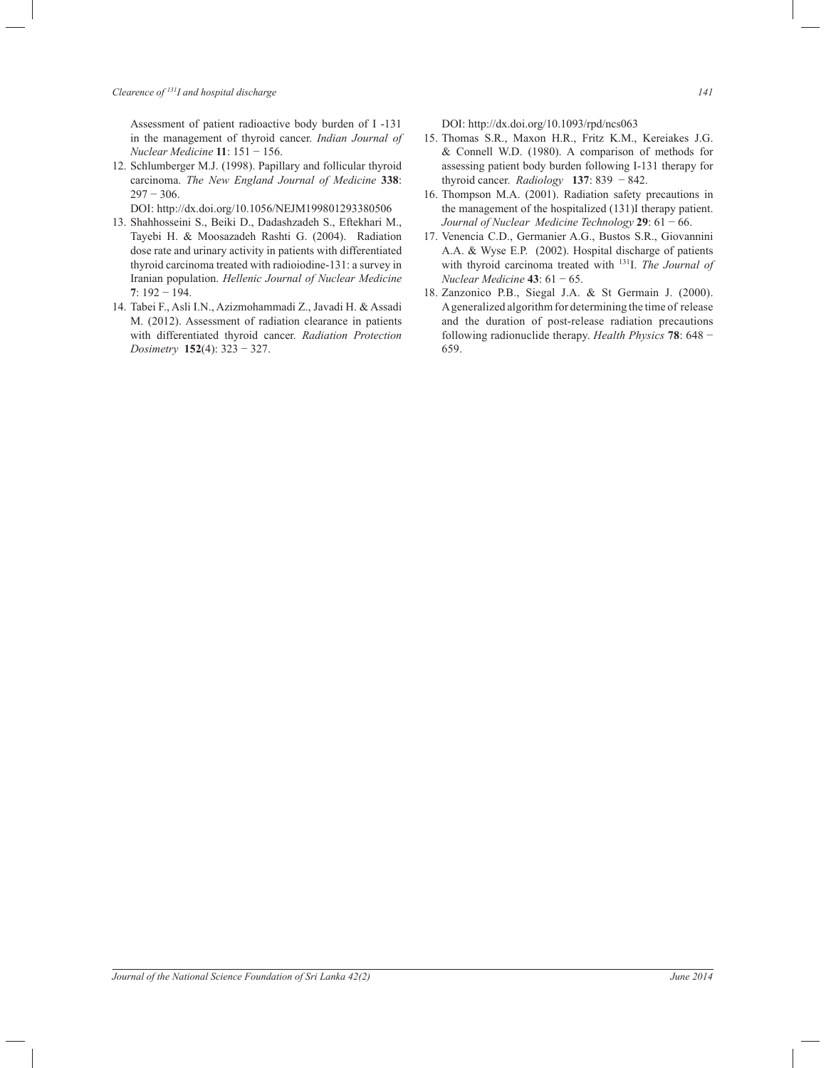Assessment of patient radioactive body burden of I -131 in the management of thyroid cancer. *Indian Journal of Nuclear Medicine* **11**: 151 − 156.

12. Schlumberger M.J. (1998). Papillary and follicular thyroid carcinoma. *The New England Journal of Medicine* **338**: 297 − 306.
    DOI: http://dx.doi.org/10.1056/NEJM199801293380506
13. Shahhosseini S., Beiki D., Dadashzadeh S., Eftekhari M., Tayebi H. & Moosazadeh Rashti G. (2004). Radiation dose rate and urinary activity in patients with differentiated thyroid carcinoma treated with radioiodine-131: a survey in Iranian population. *Hellenic Journal of Nuclear Medicine* **7**: 192 − 194.
14. Tabei F., Asli I.N., Azizmohammadi Z., Javadi H. & Assadi M. (2012). Assessment of radiation clearance in patients with differentiated thyroid cancer. *Radiation Protection Dosimetry* **152**(4): 323 − 327.
    DOI: http://dx.doi.org/10.1093/rpd/ncs063
15. Thomas S.R., Maxon H.R., Fritz K.M., Kereiakes J.G. & Connell W.D. (1980). A comparison of methods for assessing patient body burden following I-131 therapy for thyroid cancer. *Radiology* **137**: 839 − 842.
16. Thompson M.A. (2001). Radiation safety precautions in the management of the hospitalized (131)I therapy patient. *Journal of Nuclear Medicine Technology* **29**: 61 − 66.
17. Venencia C.D., Germanier A.G., Bustos S.R., Giovannini A.A. & Wyse E.P. (2002). Hospital discharge of patients with thyroid carcinoma treated with $^{131}$I. *The Journal of Nuclear Medicine* **43**: 61 − 65.
18. Zanzonico P.B., Siegal J.A. & St Germain J. (2000). A generalized algorithm for determining the time of release and the duration of post-release radiation precautions following radionuclide therapy. *Health Physics* **78**: 648 − 659.